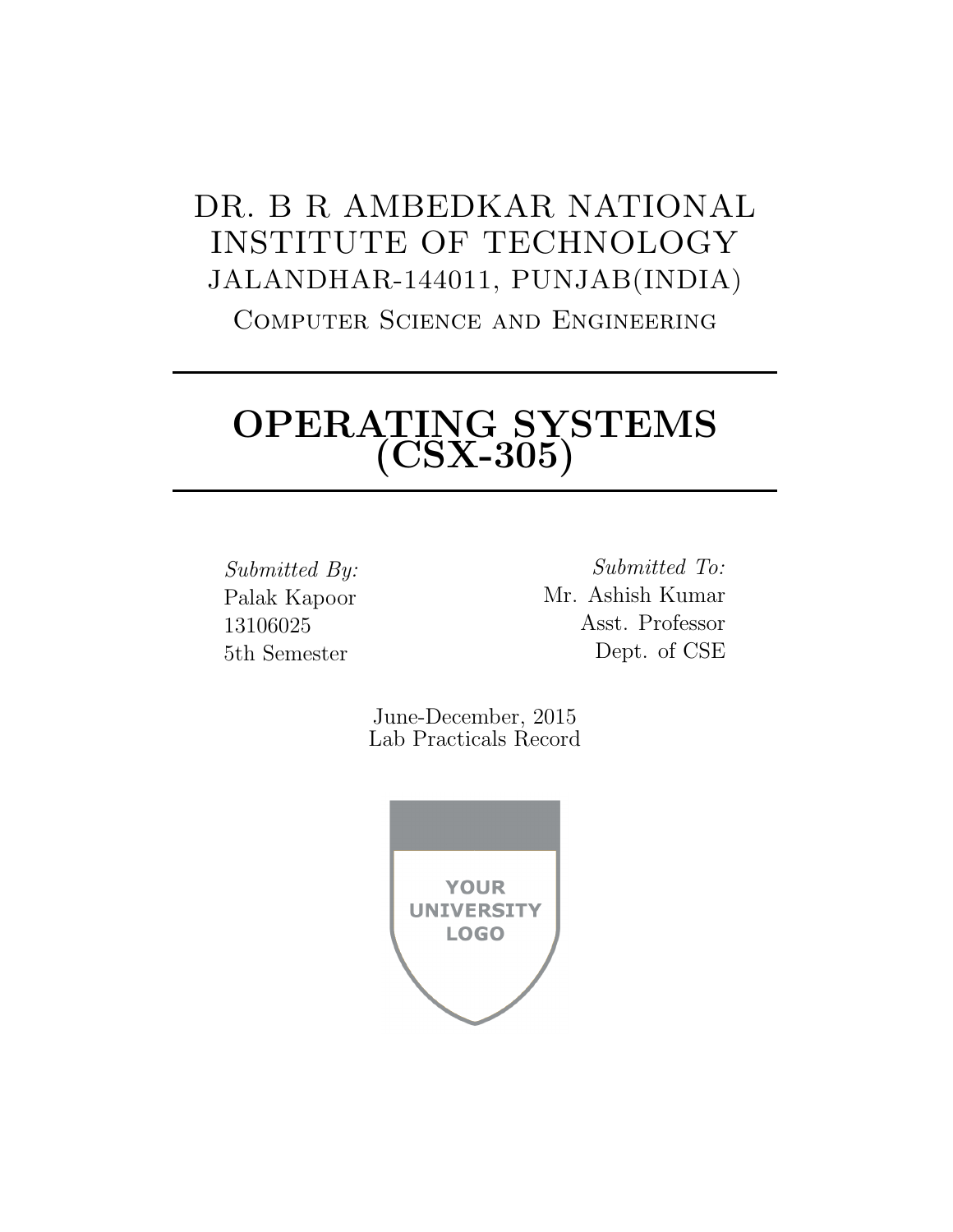DR. B R AMBEDKAR NATIONAL INSTITUTE OF TECHNOLOGY

JALANDHAR-144011, PUNJAB(INDIA)

Computer Science and Engineering

---

# OPERATING SYSTEMS (CSX-305)

---

*Submitted By:*
Palak Kapoor
13106025
5th Semester

*Submitted To:*
Mr. Ashish Kumar
Asst. Professor
Dept. of CSE

June-December, 2015
Lab Practicals Record

YOUR UNIVERSITY LOGO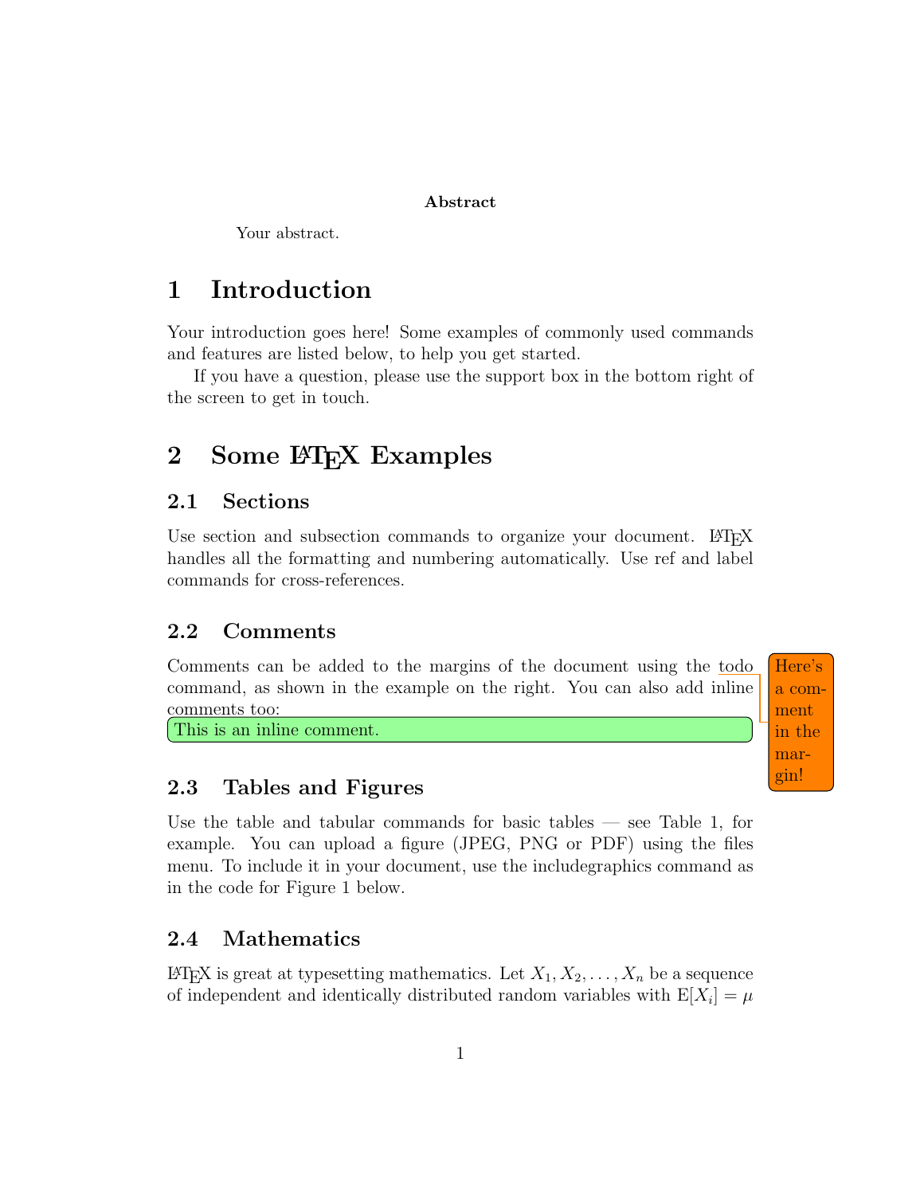**Abstract**

Your abstract.

# 1 Introduction

Your introduction goes here! Some examples of commonly used commands and features are listed below, to help you get started.

If you have a question, please use the support box in the bottom right of the screen to get in touch.

# 2 Some LaTeX Examples

## 2.1 Sections

Use section and subsection commands to organize your document. LaTeX handles all the formatting and numbering automatically. Use ref and label commands for cross-references.

## 2.2 Comments

Comments can be added to the margins of the document using the todo command, as shown in the example on the right. You can also add inline comments too:

Here's a comment in the margin!

This is an inline comment.

## 2.3 Tables and Figures

Use the table and tabular commands for basic tables — see Table 1, for example. You can upload a figure (JPEG, PNG or PDF) using the files menu. To include it in your document, use the includegraphics command as in the code for Figure 1 below.

## 2.4 Mathematics

LaTeX is great at typesetting mathematics. Let $X_1, X_2, \ldots, X_n$ be a sequence of independent and identically distributed random variables with $\mathrm{E}[X_i] = \mu$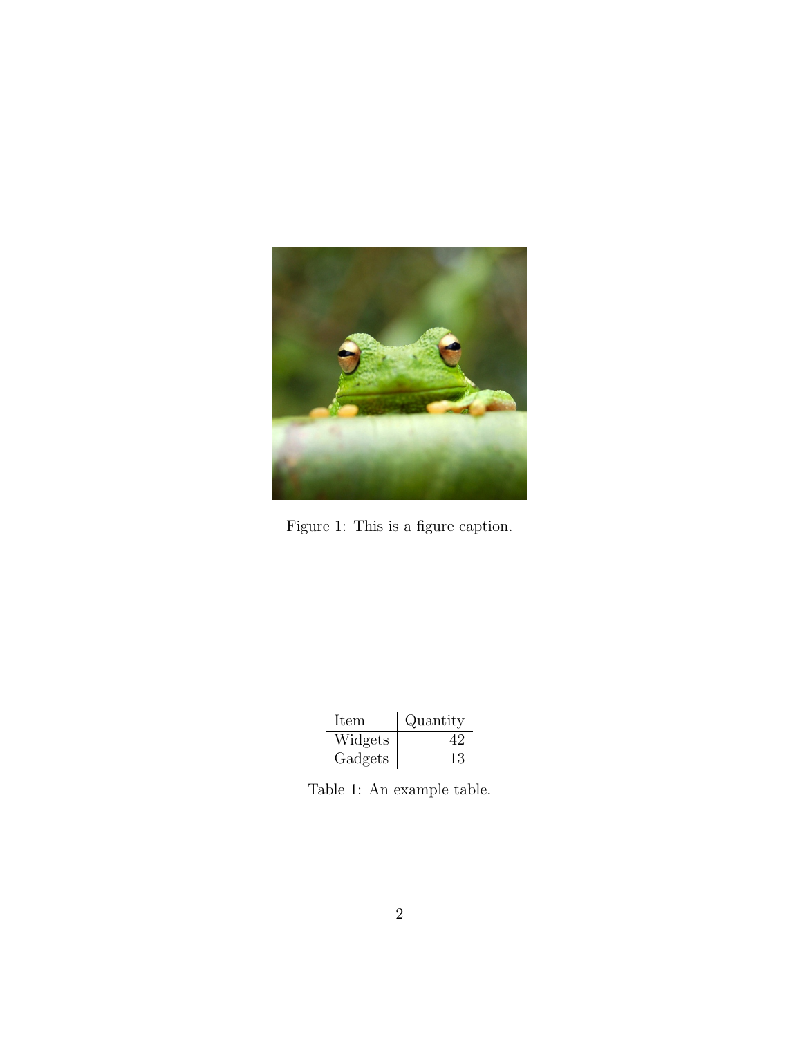Figure 1: This is a figure caption.

| Item | Quantity |
|---|---:|
| Widgets | 42 |
| Gadgets | 13 |

Table 1: An example table.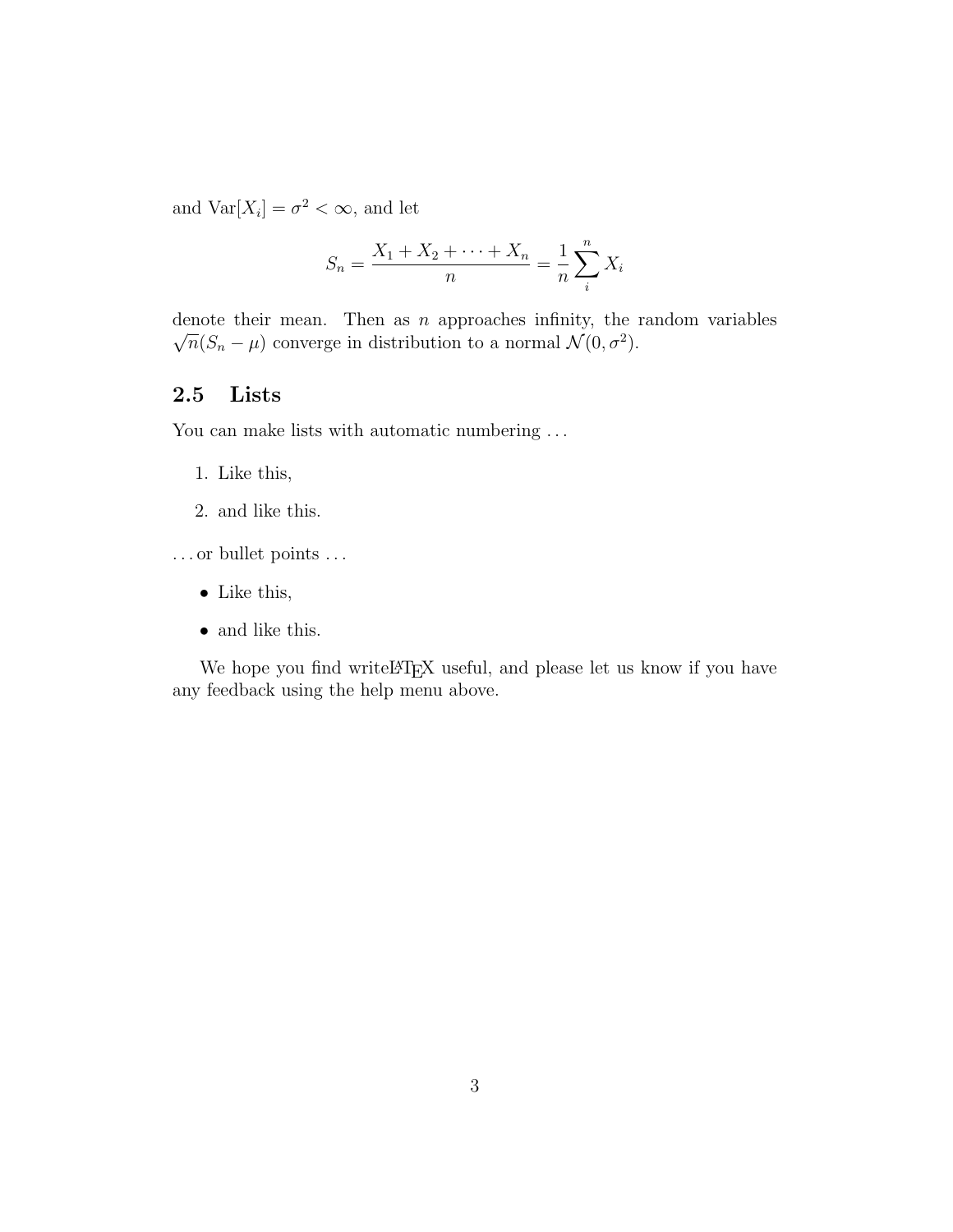and $\text{Var}[X_i] = \sigma^2 < \infty$, and let

$$S_n = \frac{X_1 + X_2 + \cdots + X_n}{n} = \frac{1}{n}\sum_{i}^{n} X_i$$

denote their mean. Then as $n$ approaches infinity, the random variables $\sqrt{n}(S_n - \mu)$ converge in distribution to a normal $\mathcal{N}(0, \sigma^2)$.

### 2.5 Lists

You can make lists with automatic numbering …

1. Like this,
2. and like this.

… or bullet points …

- Like this,
- and like this.

We hope you find writeLaTeX useful, and please let us know if you have any feedback using the help menu above.